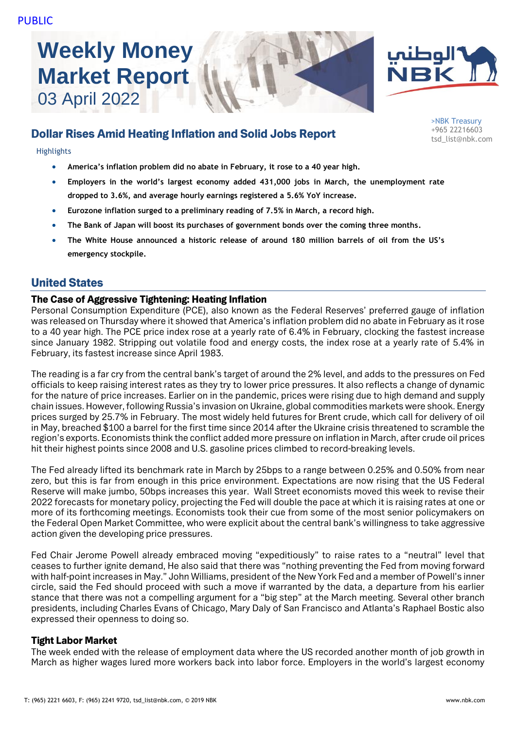PUBLIC

# Weekly Money Market Report
03 April 2022

>NBK Treasury
+965 22216603
tsd_list@nbk.com

## Dollar Rises Amid Heating Inflation and Solid Jobs Report

Highlights

- **America's inflation problem did no abate in February, it rose to a 40 year high.**
- **Employers in the world's largest economy added 431,000 jobs in March, the unemployment rate dropped to 3.6%, and average hourly earnings registered a 5.6% YoY increase.**
- **Eurozone inflation surged to a preliminary reading of 7.5% in March, a record high.**
- **The Bank of Japan will boost its purchases of government bonds over the coming three months.**
- **The White House announced a historic release of around 180 million barrels of oil from the US's emergency stockpile.**

## United States

### The Case of Aggressive Tightening: Heating Inflation

Personal Consumption Expenditure (PCE), also known as the Federal Reserves' preferred gauge of inflation was released on Thursday where it showed that America's inflation problem did no abate in February as it rose to a 40 year high. The PCE price index rose at a yearly rate of 6.4% in February, clocking the fastest increase since January 1982. Stripping out volatile food and energy costs, the index rose at a yearly rate of 5.4% in February, its fastest increase since April 1983.

The reading is a far cry from the central bank's target of around the 2% level, and adds to the pressures on Fed officials to keep raising interest rates as they try to lower price pressures. It also reflects a change of dynamic for the nature of price increases. Earlier on in the pandemic, prices were rising due to high demand and supply chain issues. However, following Russia's invasion on Ukraine, global commodities markets were shook. Energy prices surged by 25.7% in February. The most widely held futures for Brent crude, which call for delivery of oil in May, breached $100 a barrel for the first time since 2014 after the Ukraine crisis threatened to scramble the region's exports. Economists think the conflict added more pressure on inflation in March, after crude oil prices hit their highest points since 2008 and U.S. gasoline prices climbed to record-breaking levels.

The Fed already lifted its benchmark rate in March by 25bps to a range between 0.25% and 0.50% from near zero, but this is far from enough in this price environment. Expectations are now rising that the US Federal Reserve will make jumbo, 50bps increases this year. Wall Street economists moved this week to revise their 2022 forecasts for monetary policy, projecting the Fed will double the pace at which it is raising rates at one or more of its forthcoming meetings. Economists took their cue from some of the most senior policymakers on the Federal Open Market Committee, who were explicit about the central bank's willingness to take aggressive action given the developing price pressures.

Fed Chair Jerome Powell already embraced moving "expeditiously" to raise rates to a "neutral" level that ceases to further ignite demand, He also said that there was "nothing preventing the Fed from moving forward with half-point increases in May." John Williams, president of the New York Fed and a member of Powell's inner circle, said the Fed should proceed with such a move if warranted by the data, a departure from his earlier stance that there was not a compelling argument for a "big step" at the March meeting. Several other branch presidents, including Charles Evans of Chicago, Mary Daly of San Francisco and Atlanta's Raphael Bostic also expressed their openness to doing so.

### Tight Labor Market

The week ended with the release of employment data where the US recorded another month of job growth in March as higher wages lured more workers back into labor force. Employers in the world's largest economy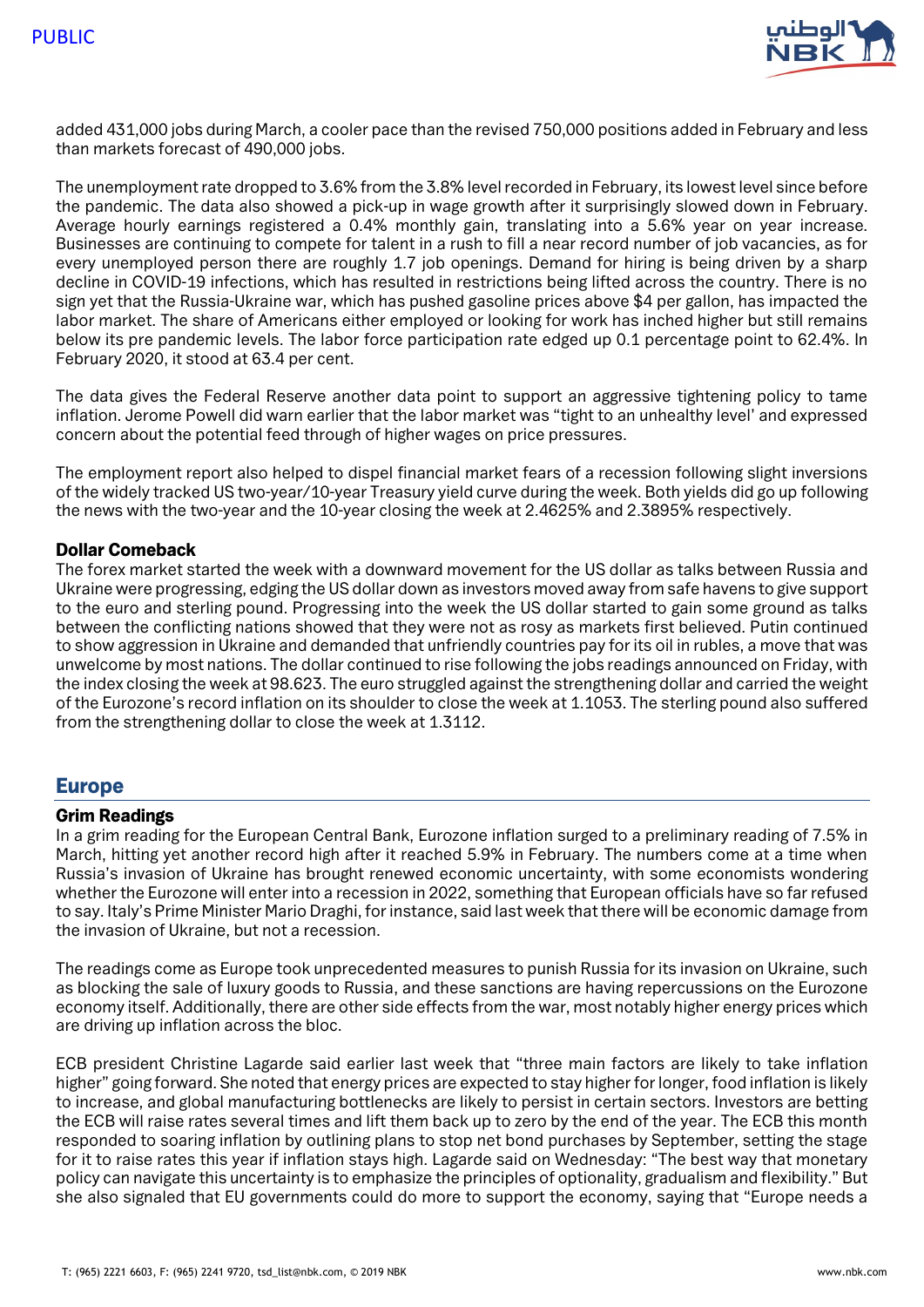added 431,000 jobs during March, a cooler pace than the revised 750,000 positions added in February and less than markets forecast of 490,000 jobs.

The unemployment rate dropped to 3.6% from the 3.8% level recorded in February, its lowest level since before the pandemic. The data also showed a pick-up in wage growth after it surprisingly slowed down in February. Average hourly earnings registered a 0.4% monthly gain, translating into a 5.6% year on year increase. Businesses are continuing to compete for talent in a rush to fill a near record number of job vacancies, as for every unemployed person there are roughly 1.7 job openings. Demand for hiring is being driven by a sharp decline in COVID-19 infections, which has resulted in restrictions being lifted across the country. There is no sign yet that the Russia-Ukraine war, which has pushed gasoline prices above $4 per gallon, has impacted the labor market. The share of Americans either employed or looking for work has inched higher but still remains below its pre pandemic levels. The labor force participation rate edged up 0.1 percentage point to 62.4%. In February 2020, it stood at 63.4 per cent.

The data gives the Federal Reserve another data point to support an aggressive tightening policy to tame inflation. Jerome Powell did warn earlier that the labor market was "tight to an unhealthy level' and expressed concern about the potential feed through of higher wages on price pressures.

The employment report also helped to dispel financial market fears of a recession following slight inversions of the widely tracked US two-year/10-year Treasury yield curve during the week. Both yields did go up following the news with the two-year and the 10-year closing the week at 2.4625% and 2.3895% respectively.

### Dollar Comeback

The forex market started the week with a downward movement for the US dollar as talks between Russia and Ukraine were progressing, edging the US dollar down as investors moved away from safe havens to give support to the euro and sterling pound. Progressing into the week the US dollar started to gain some ground as talks between the conflicting nations showed that they were not as rosy as markets first believed. Putin continued to show aggression in Ukraine and demanded that unfriendly countries pay for its oil in rubles, a move that was unwelcome by most nations. The dollar continued to rise following the jobs readings announced on Friday, with the index closing the week at 98.623. The euro struggled against the strengthening dollar and carried the weight of the Eurozone's record inflation on its shoulder to close the week at 1.1053. The sterling pound also suffered from the strengthening dollar to close the week at 1.3112.

## Europe

### Grim Readings

In a grim reading for the European Central Bank, Eurozone inflation surged to a preliminary reading of 7.5% in March, hitting yet another record high after it reached 5.9% in February. The numbers come at a time when Russia's invasion of Ukraine has brought renewed economic uncertainty, with some economists wondering whether the Eurozone will enter into a recession in 2022, something that European officials have so far refused to say. Italy's Prime Minister Mario Draghi, for instance, said last week that there will be economic damage from the invasion of Ukraine, but not a recession.

The readings come as Europe took unprecedented measures to punish Russia for its invasion on Ukraine, such as blocking the sale of luxury goods to Russia, and these sanctions are having repercussions on the Eurozone economy itself. Additionally, there are other side effects from the war, most notably higher energy prices which are driving up inflation across the bloc.

ECB president Christine Lagarde said earlier last week that "three main factors are likely to take inflation higher" going forward. She noted that energy prices are expected to stay higher for longer, food inflation is likely to increase, and global manufacturing bottlenecks are likely to persist in certain sectors. Investors are betting the ECB will raise rates several times and lift them back up to zero by the end of the year. The ECB this month responded to soaring inflation by outlining plans to stop net bond purchases by September, setting the stage for it to raise rates this year if inflation stays high. Lagarde said on Wednesday: "The best way that monetary policy can navigate this uncertainty is to emphasize the principles of optionality, gradualism and flexibility." But she also signaled that EU governments could do more to support the economy, saying that "Europe needs a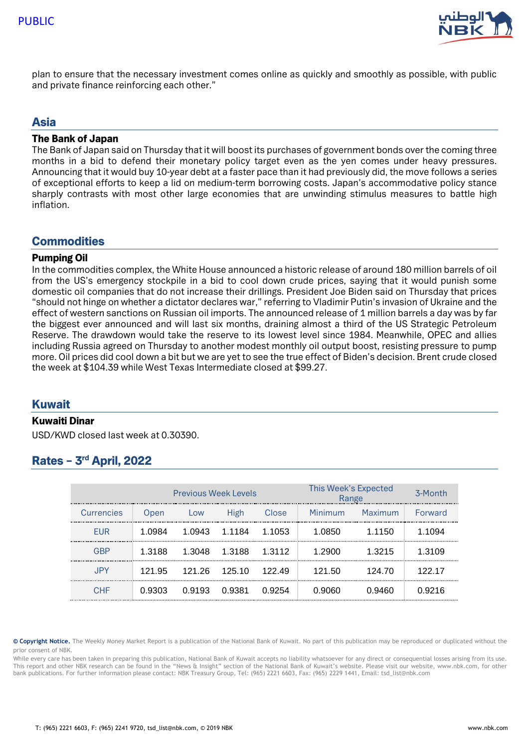plan to ensure that the necessary investment comes online as quickly and smoothly as possible, with public and private finance reinforcing each other."

## Asia

### The Bank of Japan

The Bank of Japan said on Thursday that it will boost its purchases of government bonds over the coming three months in a bid to defend their monetary policy target even as the yen comes under heavy pressures. Announcing that it would buy 10-year debt at a faster pace than it had previously did, the move follows a series of exceptional efforts to keep a lid on medium-term borrowing costs. Japan's accommodative policy stance sharply contrasts with most other large economies that are unwinding stimulus measures to battle high inflation.

## Commodities

### Pumping Oil

In the commodities complex, the White House announced a historic release of around 180 million barrels of oil from the US's emergency stockpile in a bid to cool down crude prices, saying that it would punish some domestic oil companies that do not increase their drillings. President Joe Biden said on Thursday that prices "should not hinge on whether a dictator declares war," referring to Vladimir Putin's invasion of Ukraine and the effect of western sanctions on Russian oil imports. The announced release of 1 million barrels a day was by far the biggest ever announced and will last six months, draining almost a third of the US Strategic Petroleum Reserve. The drawdown would take the reserve to its lowest level since 1984. Meanwhile, OPEC and allies including Russia agreed on Thursday to another modest monthly oil output boost, resisting pressure to pump more. Oil prices did cool down a bit but we are yet to see the true effect of Biden's decision. Brent crude closed the week at $104.39 while West Texas Intermediate closed at $99.27.

## Kuwait

### Kuwaiti Dinar

USD/KWD closed last week at 0.30390.

## Rates – 3rd April, 2022

| | Previous Week Levels | | | | This Week's Expected Range | | 3-Month |
|---|---|---|---|---|---|---|---|
| Currencies | Open | Low | High | Close | Minimum | Maximum | Forward |
| EUR | 1.0984 | 1.0943 | 1.1184 | 1.1053 | 1.0850 | 1.1150 | 1.1094 |
| GBP | 1.3188 | 1.3048 | 1.3188 | 1.3112 | 1.2900 | 1.3215 | 1.3109 |
| JPY | 121.95 | 121.26 | 125.10 | 122.49 | 121.50 | 124.70 | 122.17 |
| CHF | 0.9303 | 0.9193 | 0.9381 | 0.9254 | 0.9060 | 0.9460 | 0.9216 |

**© Copyright Notice.** The Weekly Money Market Report is a publication of the National Bank of Kuwait. No part of this publication may be reproduced or duplicated without the prior consent of NBK.

While every care has been taken in preparing this publication, National Bank of Kuwait accepts no liability whatsoever for any direct or consequential losses arising from its use. This report and other NBK research can be found in the "News & Insight" section of the National Bank of Kuwait's website. Please visit our website, www.nbk.com, for other bank publications. For further information please contact: NBK Treasury Group, Tel: (965) 2221 6603, Fax: (965) 2229 1441, Email: tsd_list@nbk.com